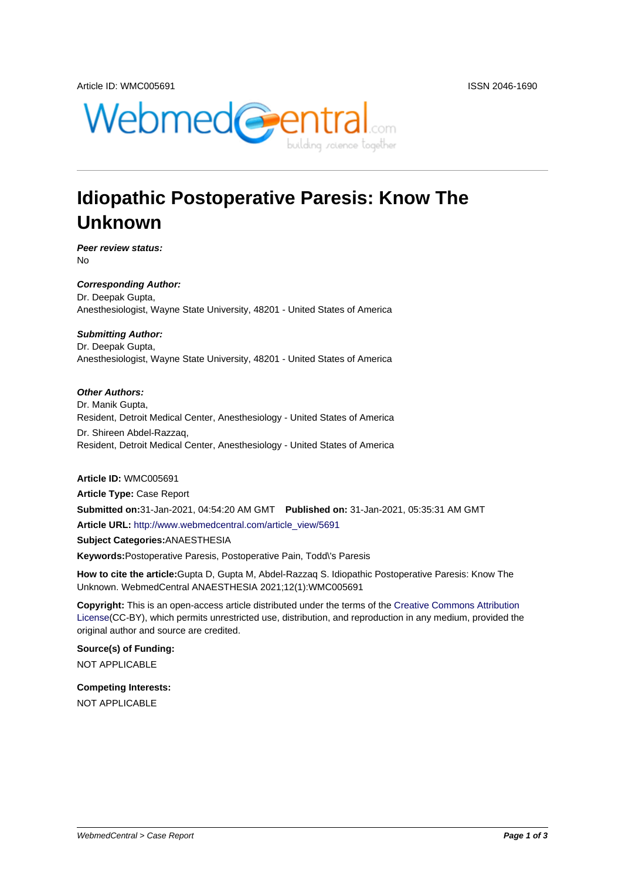Article ID: WMC005691

ISSN 2046-1690

# Idiopathic Postoperative Paresis: Know The Unknown

***Peer review status:***

No

***Corresponding Author:***

Dr. Deepak Gupta,
Anesthesiologist, Wayne State University, 48201 - United States of America

***Submitting Author:***

Dr. Deepak Gupta,
Anesthesiologist, Wayne State University, 48201 - United States of America

***Other Authors:***

Dr. Manik Gupta,
Resident, Detroit Medical Center, Anesthesiology - United States of America

Dr. Shireen Abdel-Razzaq,
Resident, Detroit Medical Center, Anesthesiology - United States of America

**Article ID:** WMC005691

**Article Type:** Case Report

**Submitted on:**31-Jan-2021, 04:54:20 AM GMT **Published on:** 31-Jan-2021, 05:35:31 AM GMT

**Article URL:** http://www.webmedcentral.com/article_view/5691

**Subject Categories:**ANAESTHESIA

**Keywords:**Postoperative Paresis, Postoperative Pain, Todd\'s Paresis

**How to cite the article:**Gupta D, Gupta M, Abdel-Razzaq S. Idiopathic Postoperative Paresis: Know The Unknown. WebmedCentral ANAESTHESIA 2021;12(1):WMC005691

**Copyright:** This is an open-access article distributed under the terms of the Creative Commons Attribution License(CC-BY), which permits unrestricted use, distribution, and reproduction in any medium, provided the original author and source are credited.

**Source(s) of Funding:**

NOT APPLICABLE

**Competing Interests:**

NOT APPLICABLE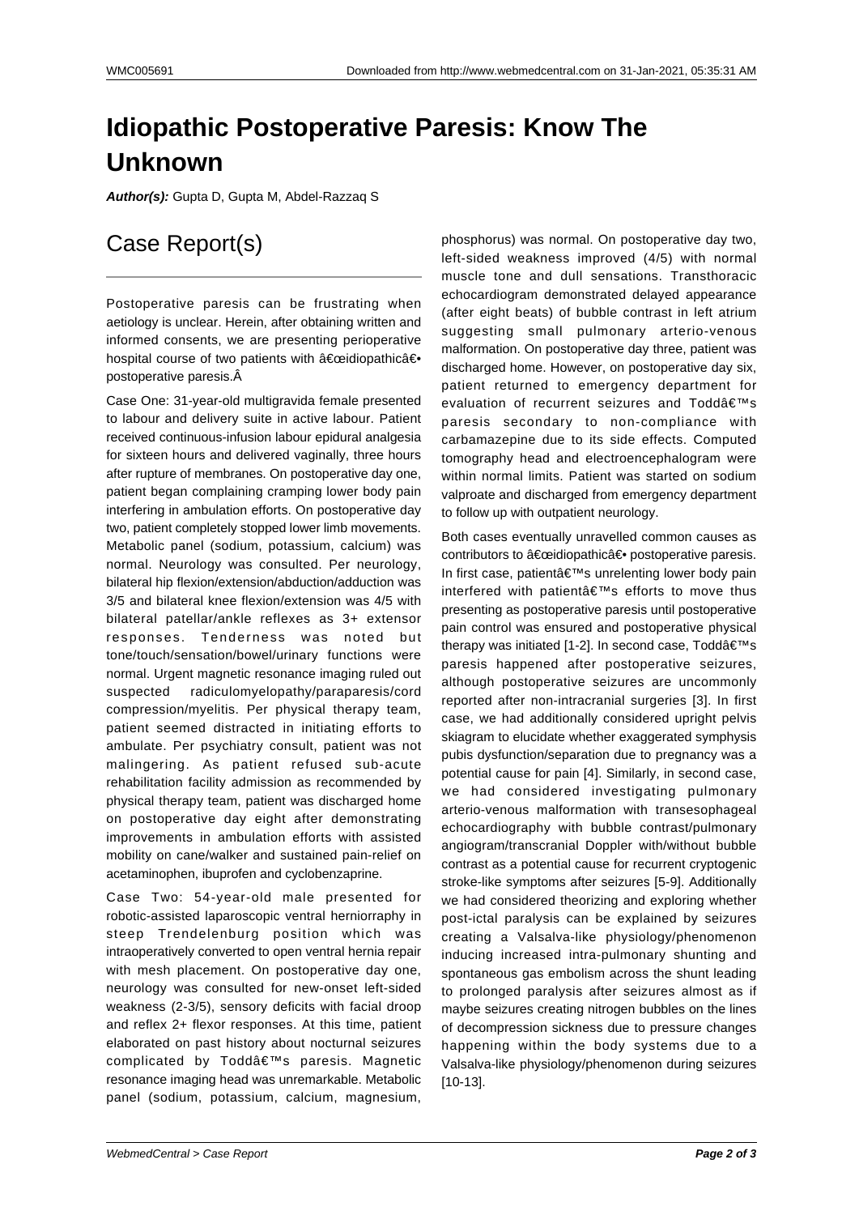# Idiopathic Postoperative Paresis: Know The Unknown

***Author(s):*** Gupta D, Gupta M, Abdel-Razzaq S

## Case Report(s)

Postoperative paresis can be frustrating when aetiology is unclear. Herein, after obtaining written and informed consents, we are presenting perioperative hospital course of two patients with â€œidiopathicâ€• postoperative paresis.Â

Case One: 31-year-old multigravida female presented to labour and delivery suite in active labour. Patient received continuous-infusion labour epidural analgesia for sixteen hours and delivered vaginally, three hours after rupture of membranes. On postoperative day one, patient began complaining cramping lower body pain interfering in ambulation efforts. On postoperative day two, patient completely stopped lower limb movements. Metabolic panel (sodium, potassium, calcium) was normal. Neurology was consulted. Per neurology, bilateral hip flexion/extension/abduction/adduction was 3/5 and bilateral knee flexion/extension was 4/5 with bilateral patellar/ankle reflexes as 3+ extensor responses. Tenderness was noted but tone/touch/sensation/bowel/urinary functions were normal. Urgent magnetic resonance imaging ruled out suspected radiculomyelopathy/paraparesis/cord compression/myelitis. Per physical therapy team, patient seemed distracted in initiating efforts to ambulate. Per psychiatry consult, patient was not malingering. As patient refused sub-acute rehabilitation facility admission as recommended by physical therapy team, patient was discharged home on postoperative day eight after demonstrating improvements in ambulation efforts with assisted mobility on cane/walker and sustained pain-relief on acetaminophen, ibuprofen and cyclobenzaprine.

Case Two: 54-year-old male presented for robotic-assisted laparoscopic ventral herniorraphy in steep Trendelenburg position which was intraoperatively converted to open ventral hernia repair with mesh placement. On postoperative day one, neurology was consulted for new-onset left-sided weakness (2-3/5), sensory deficits with facial droop and reflex 2+ flexor responses. The patient elaborated on past history about nocturnal seizures complicated by Toddâ€™s paresis. Magnetic resonance imaging head was unremarkable. Metabolic panel (sodium, potassium, calcium, magnesium, phosphorus) was normal. On postoperative day two, left-sided weakness improved (4/5) with normal muscle tone and dull sensations. Transthoracic echocardiogram demonstrated delayed appearance (after eight beats) of bubble contrast in left atrium suggesting small pulmonary arterio-venous malformation. On postoperative day three, patient was discharged home. However, on postoperative day six, patient returned to emergency department for evaluation of recurrent seizures and Toddâ€™s paresis secondary to non-compliance with carbamazepine due to its side effects. Computed tomography head and electroencephalogram were within normal limits. Patient was started on sodium valproate and discharged from emergency department to follow up with outpatient neurology.

Both cases eventually unravelled common causes as contributors to â€œidiopathicâ€• postoperative paresis. In first case, patientâ€™s unrelenting lower body pain interfered with patientâ€™s efforts to move thus presenting as postoperative paresis until postoperative pain control was ensured and postoperative physical therapy was initiated [1-2]. In second case, Toddâ€™s paresis happened after postoperative seizures, although postoperative seizures are uncommonly reported after non-intracranial surgeries [3]. In first case, we had additionally considered upright pelvis skiagram to elucidate whether exaggerated symphysis pubis dysfunction/separation due to pregnancy was a potential cause for pain [4]. Similarly, in second case, we had considered investigating pulmonary arterio-venous malformation with transesophageal echocardiography with bubble contrast/pulmonary angiogram/transcranial Doppler with/without bubble contrast as a potential cause for recurrent cryptogenic stroke-like symptoms after seizures [5-9]. Additionally we had considered theorizing and exploring whether post-ictal paralysis can be explained by seizures creating a Valsalva-like physiology/phenomenon inducing increased intra-pulmonary shunting and spontaneous gas embolism across the shunt leading to prolonged paralysis after seizures almost as if maybe seizures creating nitrogen bubbles on the lines of decompression sickness due to pressure changes happening within the body systems due to a Valsalva-like physiology/phenomenon during seizures [10-13].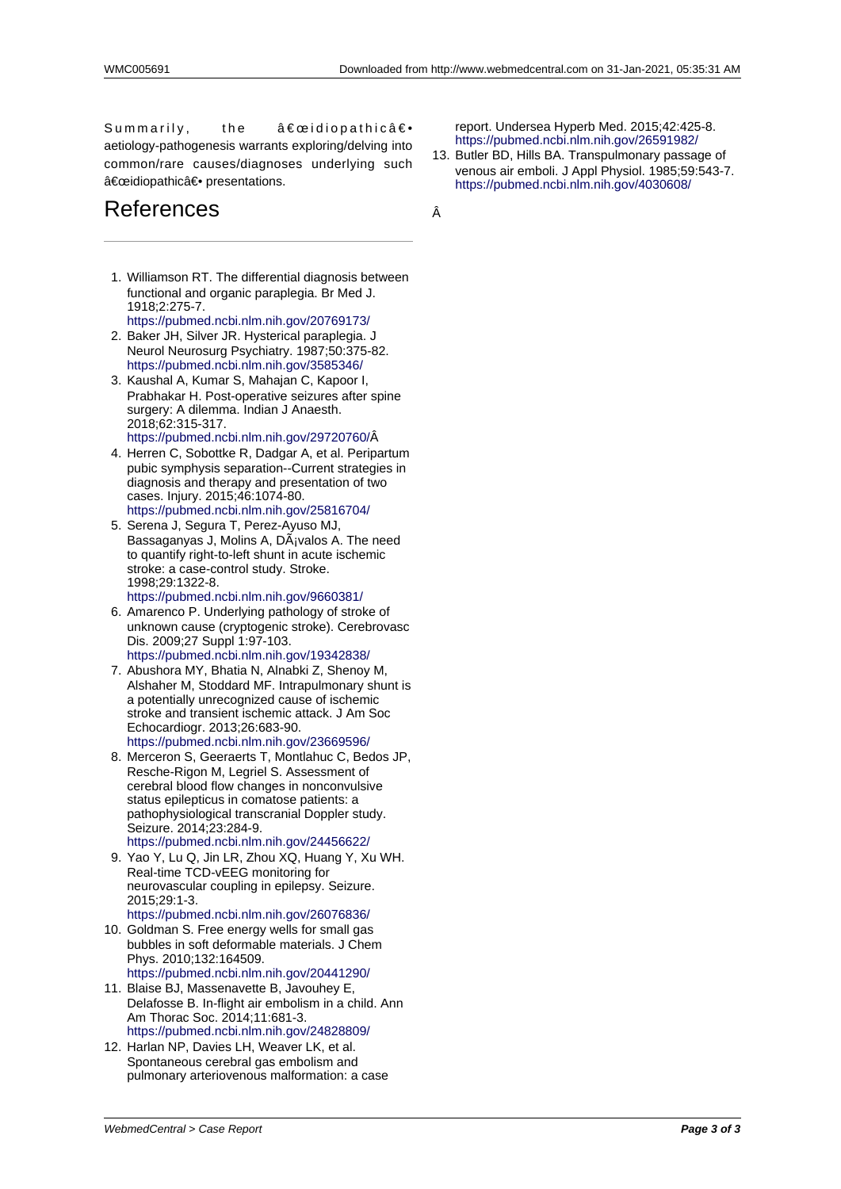Summarily, the â€œidiopathicâ€• aetiology-pathogenesis warrants exploring/delving into common/rare causes/diagnoses underlying such â€œidiopathicâ€• presentations.

## References

1. Williamson RT. The differential diagnosis between functional and organic paraplegia. Br Med J. 1918;2:275-7. https://pubmed.ncbi.nlm.nih.gov/20769173/
2. Baker JH, Silver JR. Hysterical paraplegia. J Neurol Neurosurg Psychiatry. 1987;50:375-82. https://pubmed.ncbi.nlm.nih.gov/3585346/
3. Kaushal A, Kumar S, Mahajan C, Kapoor I, Prabhakar H. Post-operative seizures after spine surgery: A dilemma. Indian J Anaesth. 2018;62:315-317. https://pubmed.ncbi.nlm.nih.gov/29720760/Â
4. Herren C, Sobottke R, Dadgar A, et al. Peripartum pubic symphysis separation--Current strategies in diagnosis and therapy and presentation of two cases. Injury. 2015;46:1074-80. https://pubmed.ncbi.nlm.nih.gov/25816704/
5. Serena J, Segura T, Perez-Ayuso MJ, Bassaganyas J, Molins A, DÃ¡valos A. The need to quantify right-to-left shunt in acute ischemic stroke: a case-control study. Stroke. 1998;29:1322-8. https://pubmed.ncbi.nlm.nih.gov/9660381/
6. Amarenco P. Underlying pathology of stroke of unknown cause (cryptogenic stroke). Cerebrovasc Dis. 2009;27 Suppl 1:97-103. https://pubmed.ncbi.nlm.nih.gov/19342838/
7. Abushora MY, Bhatia N, Alnabki Z, Shenoy M, Alshaher M, Stoddard MF. Intrapulmonary shunt is a potentially unrecognized cause of ischemic stroke and transient ischemic attack. J Am Soc Echocardiogr. 2013;26:683-90. https://pubmed.ncbi.nlm.nih.gov/23669596/
8. Merceron S, Geeraerts T, Montlahuc C, Bedos JP, Resche-Rigon M, Legriel S. Assessment of cerebral blood flow changes in nonconvulsive status epilepticus in comatose patients: a pathophysiological transcranial Doppler study. Seizure. 2014;23:284-9. https://pubmed.ncbi.nlm.nih.gov/24456622/
9. Yao Y, Lu Q, Jin LR, Zhou XQ, Huang Y, Xu WH. Real-time TCD-vEEG monitoring for neurovascular coupling in epilepsy. Seizure. 2015;29:1-3. https://pubmed.ncbi.nlm.nih.gov/26076836/
10. Goldman S. Free energy wells for small gas bubbles in soft deformable materials. J Chem Phys. 2010;132:164509. https://pubmed.ncbi.nlm.nih.gov/20441290/
11. Blaise BJ, Massenavette B, Javouhey E, Delafosse B. In-flight air embolism in a child. Ann Am Thorac Soc. 2014;11:681-3. https://pubmed.ncbi.nlm.nih.gov/24828809/
12. Harlan NP, Davies LH, Weaver LK, et al. Spontaneous cerebral gas embolism and pulmonary arteriovenous malformation: a case report. Undersea Hyperb Med. 2015;42:425-8. https://pubmed.ncbi.nlm.nih.gov/26591982/
13. Butler BD, Hills BA. Transpulmonary passage of venous air emboli. J Appl Physiol. 1985;59:543-7. https://pubmed.ncbi.nlm.nih.gov/4030608/

Â